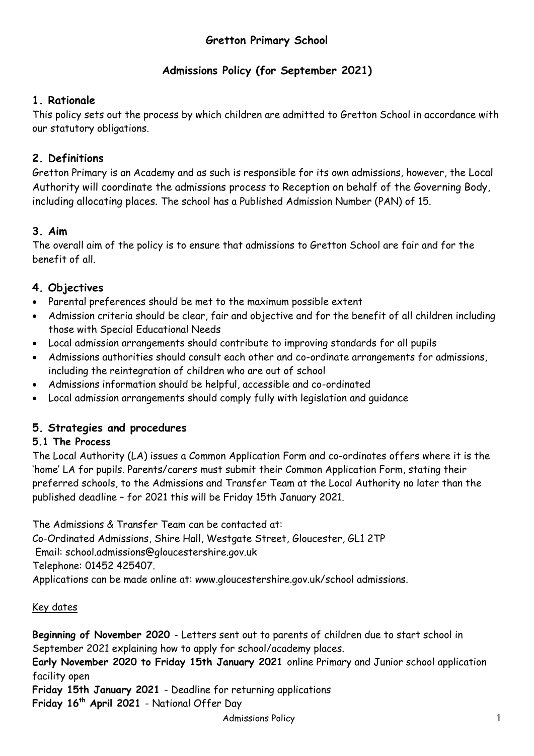# Gretton Primary School

## Admissions Policy (for September 2021)

### 1. Rationale

This policy sets out the process by which children are admitted to Gretton School in accordance with our statutory obligations.

### 2. Definitions

Gretton Primary is an Academy and as such is responsible for its own admissions, however, the Local Authority will coordinate the admissions process to Reception on behalf of the Governing Body, including allocating places. The school has a Published Admission Number (PAN) of 15.

### 3. Aim

The overall aim of the policy is to ensure that admissions to Gretton School are fair and for the benefit of all.

### 4. Objectives

- Parental preferences should be met to the maximum possible extent
- Admission criteria should be clear, fair and objective and for the benefit of all children including those with Special Educational Needs
- Local admission arrangements should contribute to improving standards for all pupils
- Admissions authorities should consult each other and co-ordinate arrangements for admissions, including the reintegration of children who are out of school
- Admissions information should be helpful, accessible and co-ordinated
- Local admission arrangements should comply fully with legislation and guidance

### 5. Strategies and procedures

#### 5.1 The Process

The Local Authority (LA) issues a Common Application Form and co-ordinates offers where it is the 'home' LA for pupils. Parents/carers must submit their Common Application Form, stating their preferred schools, to the Admissions and Transfer Team at the Local Authority no later than the published deadline – for 2021 this will be Friday 15th January 2021.

The Admissions & Transfer Team can be contacted at:
Co-Ordinated Admissions, Shire Hall, Westgate Street, Gloucester, GL1 2TP
Email: school.admissions@gloucestershire.gov.uk
Telephone: 01452 425407.
Applications can be made online at: www.gloucestershire.gov.uk/school admissions.

Key dates

**Beginning of November 2020** - Letters sent out to parents of children due to start school in September 2021 explaining how to apply for school/academy places.
**Early November 2020 to Friday 15th January 2021** online Primary and Junior school application facility open
**Friday 15th January 2021** - Deadline for returning applications
**Friday 16th April 2021** - National Offer Day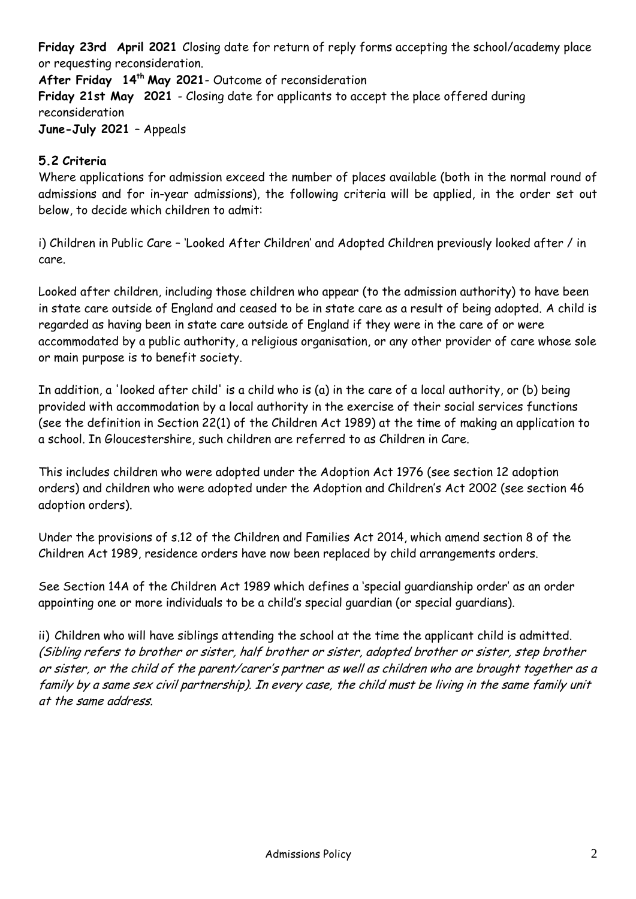**Friday 23rd April 2021** Closing date for return of reply forms accepting the school/academy place or requesting reconsideration.
**After Friday 14th May 2021**- Outcome of reconsideration
**Friday 21st May 2021** - Closing date for applicants to accept the place offered during reconsideration
**June-July 2021** – Appeals

### 5.2 Criteria

Where applications for admission exceed the number of places available (both in the normal round of admissions and for in-year admissions), the following criteria will be applied, in the order set out below, to decide which children to admit:

i) Children in Public Care – 'Looked After Children' and Adopted Children previously looked after / in care.

Looked after children, including those children who appear (to the admission authority) to have been in state care outside of England and ceased to be in state care as a result of being adopted. A child is regarded as having been in state care outside of England if they were in the care of or were accommodated by a public authority, a religious organisation, or any other provider of care whose sole or main purpose is to benefit society.

In addition, a 'looked after child' is a child who is (a) in the care of a local authority, or (b) being provided with accommodation by a local authority in the exercise of their social services functions (see the definition in Section 22(1) of the Children Act 1989) at the time of making an application to a school. In Gloucestershire, such children are referred to as Children in Care.

This includes children who were adopted under the Adoption Act 1976 (see section 12 adoption orders) and children who were adopted under the Adoption and Children's Act 2002 (see section 46 adoption orders).

Under the provisions of s.12 of the Children and Families Act 2014, which amend section 8 of the Children Act 1989, residence orders have now been replaced by child arrangements orders.

See Section 14A of the Children Act 1989 which defines a 'special guardianship order' as an order appointing one or more individuals to be a child's special guardian (or special guardians).

ii) Children who will have siblings attending the school at the time the applicant child is admitted. *(Sibling refers to brother or sister, half brother or sister, adopted brother or sister, step brother or sister, or the child of the parent/carer's partner as well as children who are brought together as a family by a same sex civil partnership). In every case, the child must be living in the same family unit at the same address.*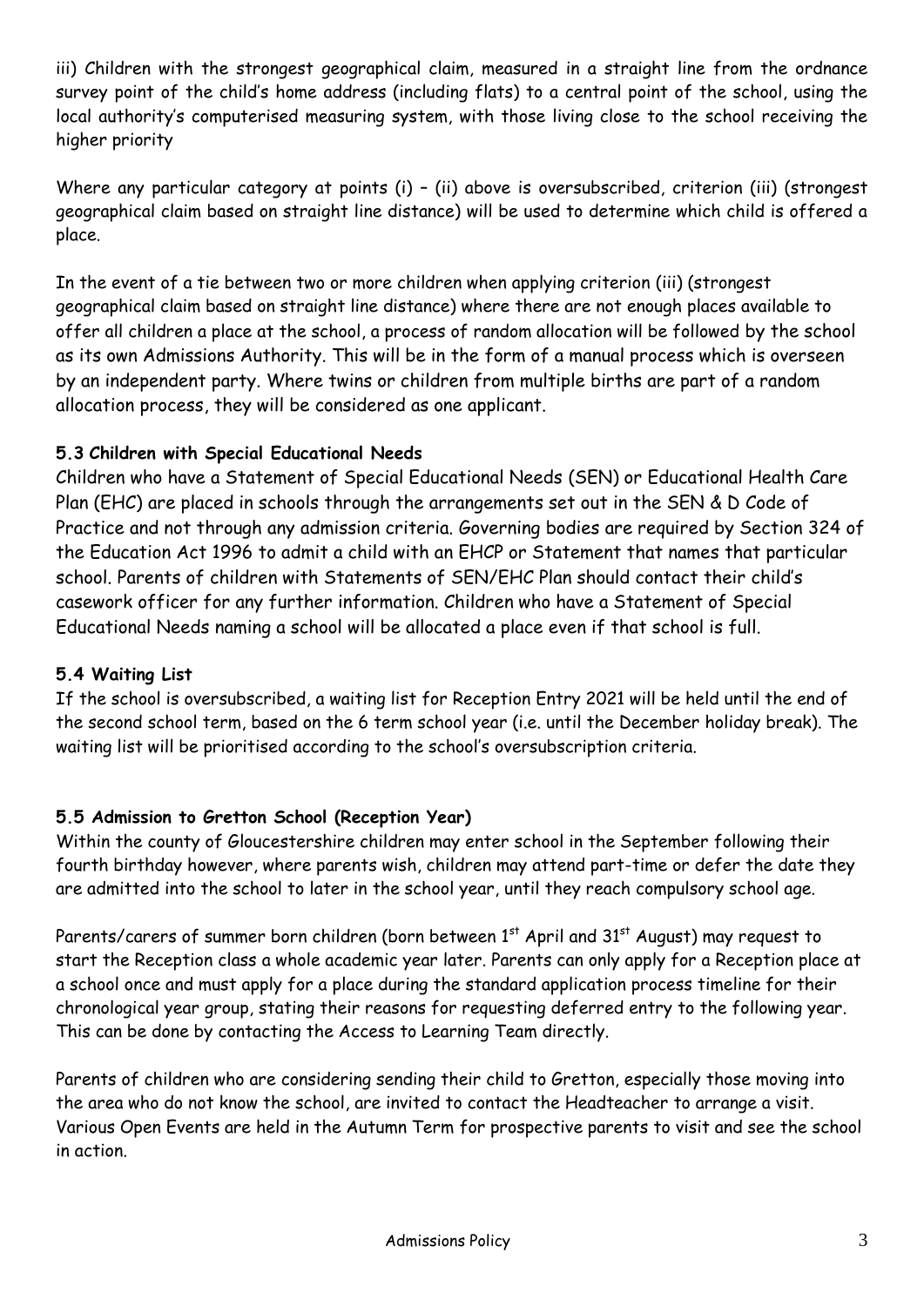iii) Children with the strongest geographical claim, measured in a straight line from the ordnance survey point of the child's home address (including flats) to a central point of the school, using the local authority's computerised measuring system, with those living close to the school receiving the higher priority

Where any particular category at points (i) – (ii) above is oversubscribed, criterion (iii) (strongest geographical claim based on straight line distance) will be used to determine which child is offered a place.

In the event of a tie between two or more children when applying criterion (iii) (strongest geographical claim based on straight line distance) where there are not enough places available to offer all children a place at the school, a process of random allocation will be followed by the school as its own Admissions Authority. This will be in the form of a manual process which is overseen by an independent party. Where twins or children from multiple births are part of a random allocation process, they will be considered as one applicant.

**5.3 Children with Special Educational Needs**

Children who have a Statement of Special Educational Needs (SEN) or Educational Health Care Plan (EHC) are placed in schools through the arrangements set out in the SEN & D Code of Practice and not through any admission criteria. Governing bodies are required by Section 324 of the Education Act 1996 to admit a child with an EHCP or Statement that names that particular school. Parents of children with Statements of SEN/EHC Plan should contact their child's casework officer for any further information. Children who have a Statement of Special Educational Needs naming a school will be allocated a place even if that school is full.

**5.4 Waiting List**

If the school is oversubscribed, a waiting list for Reception Entry 2021 will be held until the end of the second school term, based on the 6 term school year (i.e. until the December holiday break). The waiting list will be prioritised according to the school's oversubscription criteria.

**5.5 Admission to Gretton School (Reception Year)**

Within the county of Gloucestershire children may enter school in the September following their fourth birthday however, where parents wish, children may attend part-time or defer the date they are admitted into the school to later in the school year, until they reach compulsory school age.

Parents/carers of summer born children (born between 1st April and 31st August) may request to start the Reception class a whole academic year later. Parents can only apply for a Reception place at a school once and must apply for a place during the standard application process timeline for their chronological year group, stating their reasons for requesting deferred entry to the following year. This can be done by contacting the Access to Learning Team directly.

Parents of children who are considering sending their child to Gretton, especially those moving into the area who do not know the school, are invited to contact the Headteacher to arrange a visit. Various Open Events are held in the Autumn Term for prospective parents to visit and see the school in action.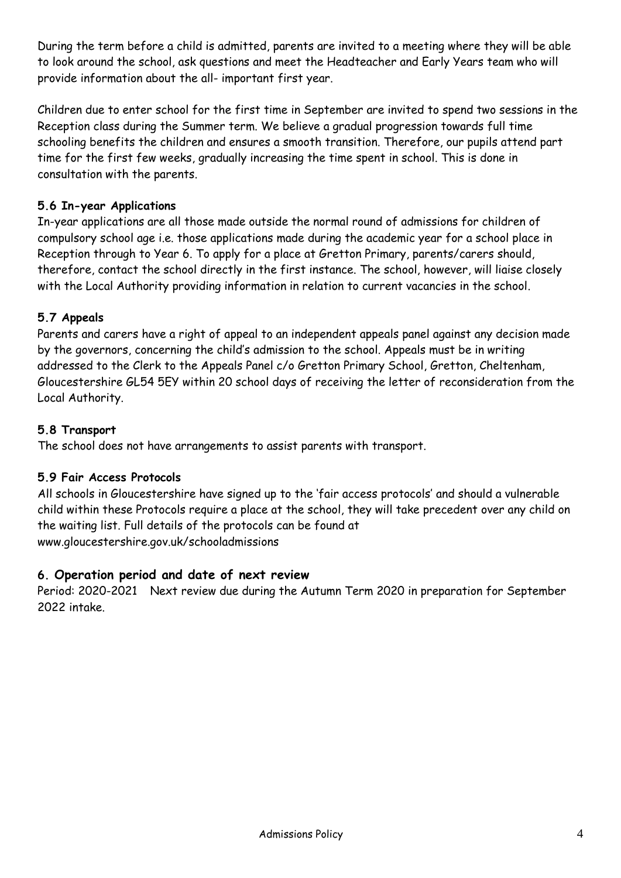During the term before a child is admitted, parents are invited to a meeting where they will be able to look around the school, ask questions and meet the Headteacher and Early Years team who will provide information about the all- important first year.

Children due to enter school for the first time in September are invited to spend two sessions in the Reception class during the Summer term. We believe a gradual progression towards full time schooling benefits the children and ensures a smooth transition. Therefore, our pupils attend part time for the first few weeks, gradually increasing the time spent in school. This is done in consultation with the parents.

### 5.6 In-year Applications

In-year applications are all those made outside the normal round of admissions for children of compulsory school age i.e. those applications made during the academic year for a school place in Reception through to Year 6. To apply for a place at Gretton Primary, parents/carers should, therefore, contact the school directly in the first instance. The school, however, will liaise closely with the Local Authority providing information in relation to current vacancies in the school.

### 5.7 Appeals

Parents and carers have a right of appeal to an independent appeals panel against any decision made by the governors, concerning the child's admission to the school. Appeals must be in writing addressed to the Clerk to the Appeals Panel c/o Gretton Primary School, Gretton, Cheltenham, Gloucestershire GL54 5EY within 20 school days of receiving the letter of reconsideration from the Local Authority.

### 5.8 Transport

The school does not have arrangements to assist parents with transport.

### 5.9 Fair Access Protocols

All schools in Gloucestershire have signed up to the 'fair access protocols' and should a vulnerable child within these Protocols require a place at the school, they will take precedent over any child on the waiting list. Full details of the protocols can be found at www.gloucestershire.gov.uk/schooladmissions

## 6. Operation period and date of next review

Period: 2020-2021 Next review due during the Autumn Term 2020 in preparation for September 2022 intake.